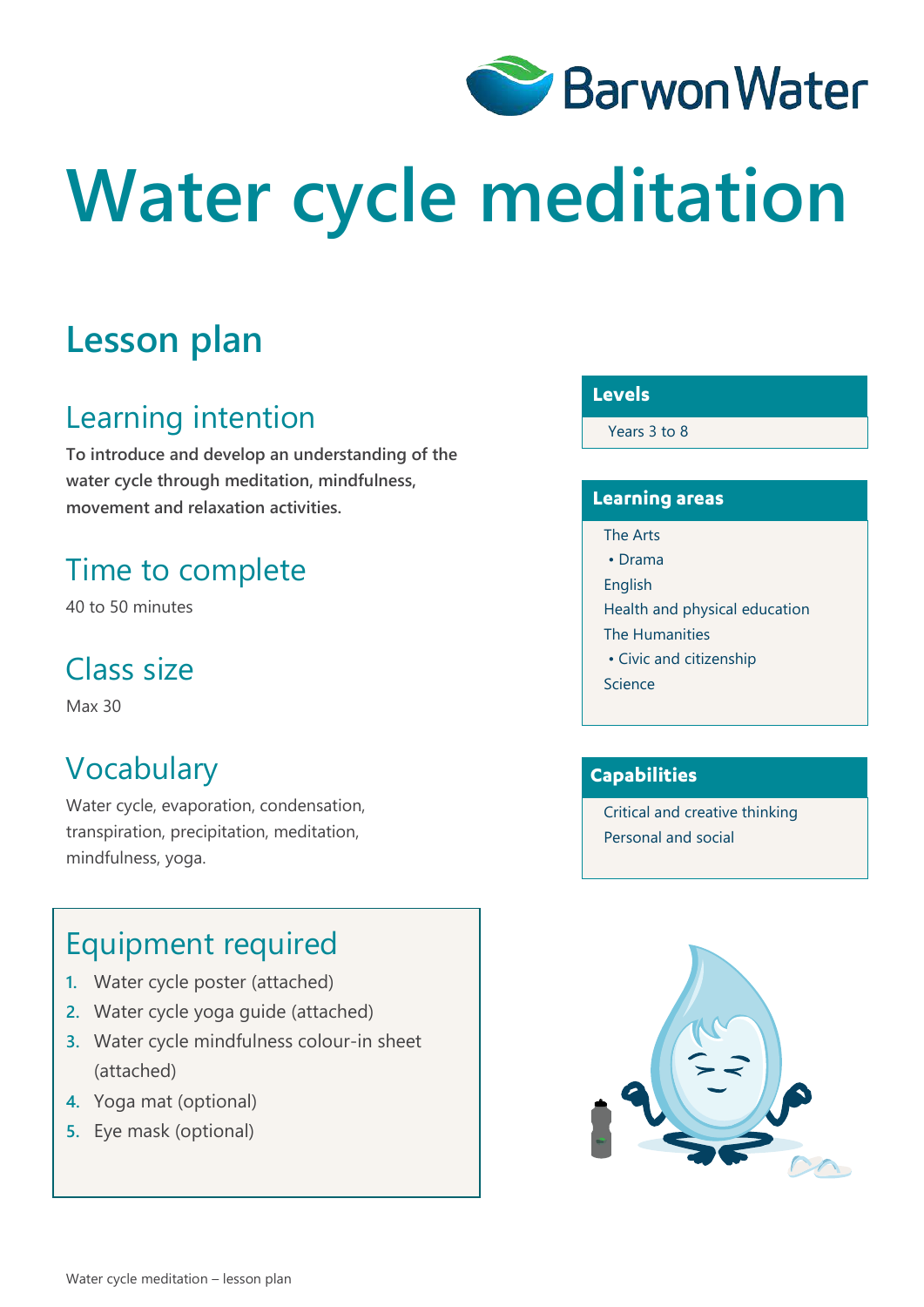Barwon Water

# Water cycle meditation

## Lesson plan

### Learning intention

**To introduce and develop an understanding of the water cycle through meditation, mindfulness, movement and relaxation activities.**

### Time to complete

40 to 50 minutes

### Class size

Max 30

### Vocabulary

Water cycle, evaporation, condensation, transpiration, precipitation, meditation, mindfulness, yoga.

### Equipment required

1. Water cycle poster (attached)
2. Water cycle yoga guide (attached)
3. Water cycle mindfulness colour-in sheet (attached)
4. Yoga mat (optional)
5. Eye mask (optional)

### Levels

Years 3 to 8

### Learning areas

The Arts
- Drama

English
Health and physical education
The Humanities
- Civic and citizenship

Science

### Capabilities

Critical and creative thinking
Personal and social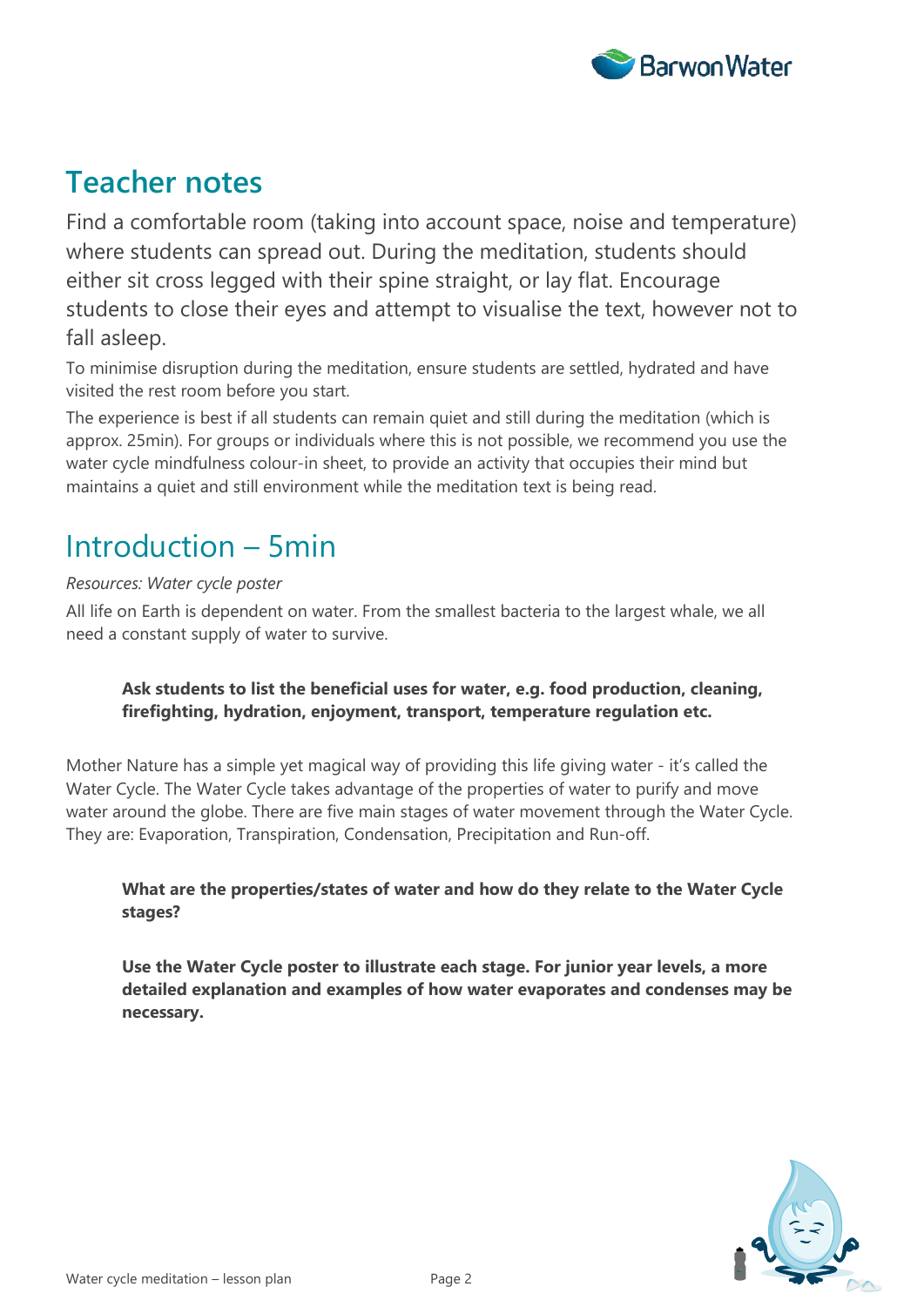## Teacher notes

Find a comfortable room (taking into account space, noise and temperature) where students can spread out. During the meditation, students should either sit cross legged with their spine straight, or lay flat. Encourage students to close their eyes and attempt to visualise the text, however not to fall asleep.

To minimise disruption during the meditation, ensure students are settled, hydrated and have visited the rest room before you start.

The experience is best if all students can remain quiet and still during the meditation (which is approx. 25min). For groups or individuals where this is not possible, we recommend you use the water cycle mindfulness colour-in sheet, to provide an activity that occupies their mind but maintains a quiet and still environment while the meditation text is being read.

## Introduction – 5min

*Resources: Water cycle poster*

All life on Earth is dependent on water. From the smallest bacteria to the largest whale, we all need a constant supply of water to survive.

> **Ask students to list the beneficial uses for water, e.g. food production, cleaning, firefighting, hydration, enjoyment, transport, temperature regulation etc.**

Mother Nature has a simple yet magical way of providing this life giving water - it's called the Water Cycle. The Water Cycle takes advantage of the properties of water to purify and move water around the globe. There are five main stages of water movement through the Water Cycle. They are: Evaporation, Transpiration, Condensation, Precipitation and Run-off.

> **What are the properties/states of water and how do they relate to the Water Cycle stages?**

> **Use the Water Cycle poster to illustrate each stage. For junior year levels, a more detailed explanation and examples of how water evaporates and condenses may be necessary.**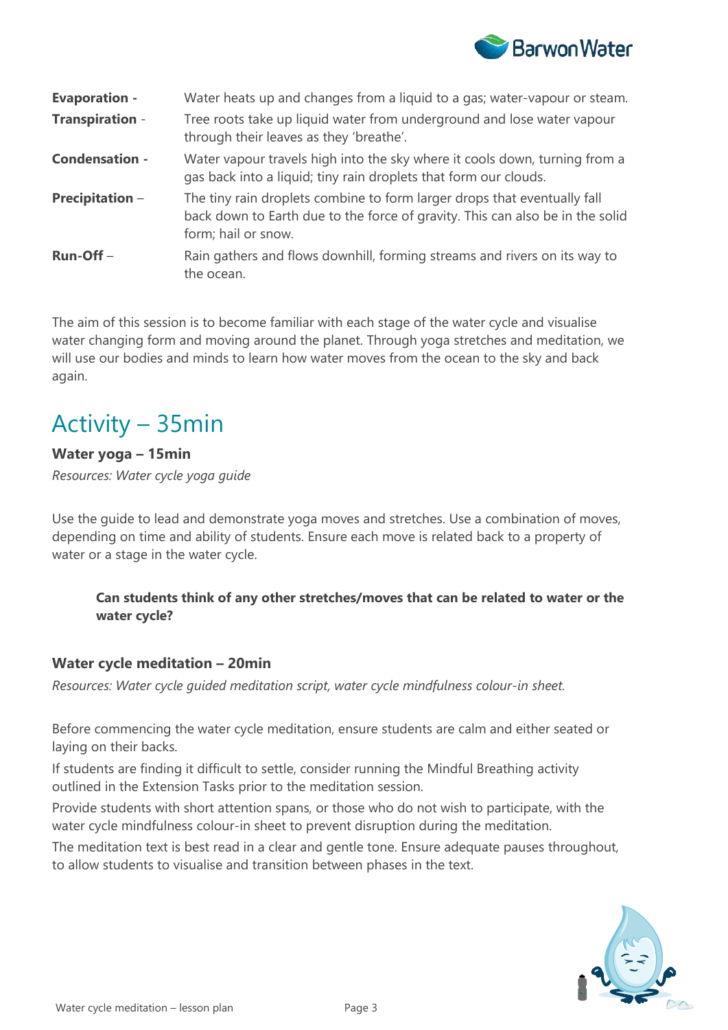| | |
|---|---|
| **Evaporation -** | Water heats up and changes from a liquid to a gas; water-vapour or steam. |
| **Transpiration** - | Tree roots take up liquid water from underground and lose water vapour through their leaves as they 'breathe'. |
| **Condensation -** | Water vapour travels high into the sky where it cools down, turning from a gas back into a liquid; tiny rain droplets that form our clouds. |
| **Precipitation** – | The tiny rain droplets combine to form larger drops that eventually fall back down to Earth due to the force of gravity. This can also be in the solid form; hail or snow. |
| **Run-Off** – | Rain gathers and flows downhill, forming streams and rivers on its way to the ocean. |

The aim of this session is to become familiar with each stage of the water cycle and visualise water changing form and moving around the planet. Through yoga stretches and meditation, we will use our bodies and minds to learn how water moves from the ocean to the sky and back again.

# Activity – 35min

### Water yoga – 15min

*Resources: Water cycle yoga guide*

Use the guide to lead and demonstrate yoga moves and stretches. Use a combination of moves, depending on time and ability of students. Ensure each move is related back to a property of water or a stage in the water cycle.

> **Can students think of any other stretches/moves that can be related to water or the water cycle?**

### Water cycle meditation – 20min

*Resources: Water cycle guided meditation script, water cycle mindfulness colour-in sheet.*

Before commencing the water cycle meditation, ensure students are calm and either seated or laying on their backs.

If students are finding it difficult to settle, consider running the Mindful Breathing activity outlined in the Extension Tasks prior to the meditation session.

Provide students with short attention spans, or those who do not wish to participate, with the water cycle mindfulness colour-in sheet to prevent disruption during the meditation.

The meditation text is best read in a clear and gentle tone. Ensure adequate pauses throughout, to allow students to visualise and transition between phases in the text.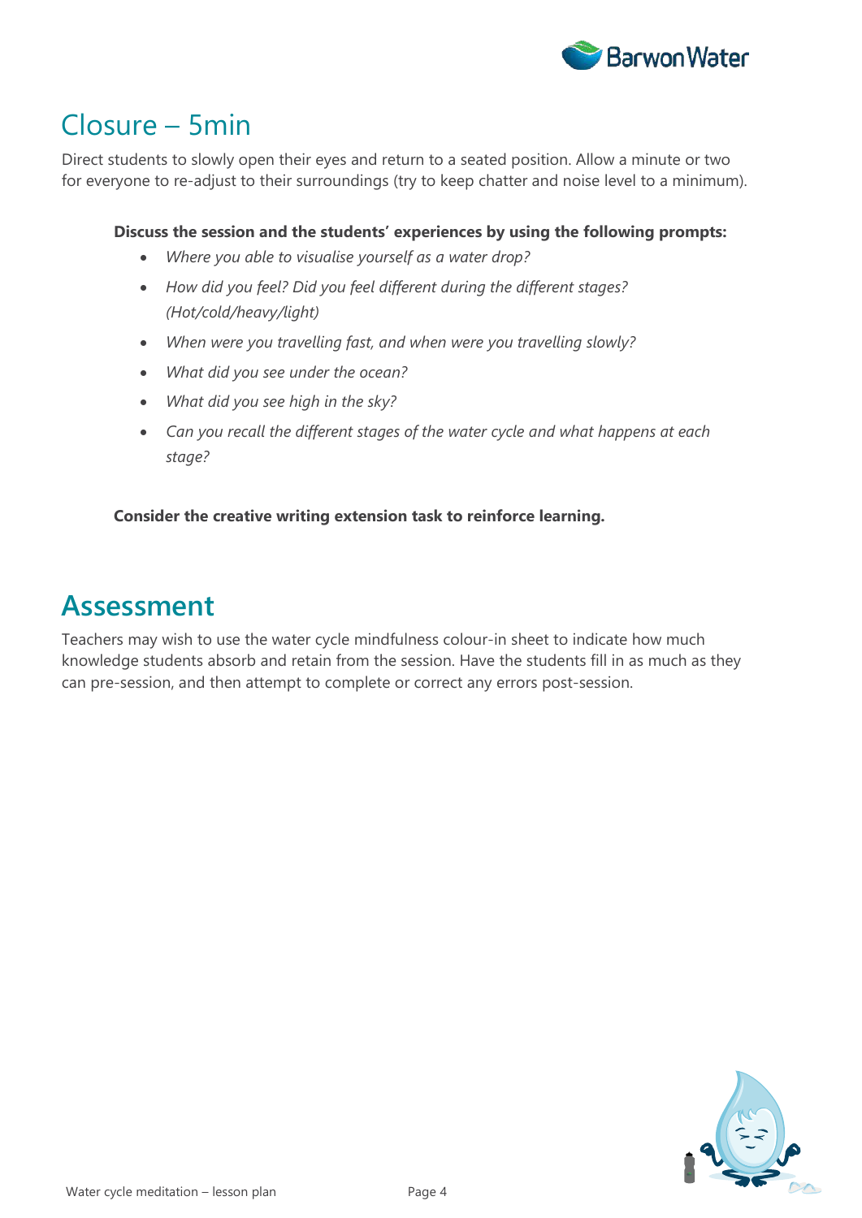## Closure – 5min

Direct students to slowly open their eyes and return to a seated position. Allow a minute or two for everyone to re-adjust to their surroundings (try to keep chatter and noise level to a minimum).

**Discuss the session and the students' experiences by using the following prompts:**

- *Where you able to visualise yourself as a water drop?*
- *How did you feel? Did you feel different during the different stages? (Hot/cold/heavy/light)*
- *When were you travelling fast, and when were you travelling slowly?*
- *What did you see under the ocean?*
- *What did you see high in the sky?*
- *Can you recall the different stages of the water cycle and what happens at each stage?*

**Consider the creative writing extension task to reinforce learning.**

## Assessment

Teachers may wish to use the water cycle mindfulness colour-in sheet to indicate how much knowledge students absorb and retain from the session. Have the students fill in as much as they can pre-session, and then attempt to complete or correct any errors post-session.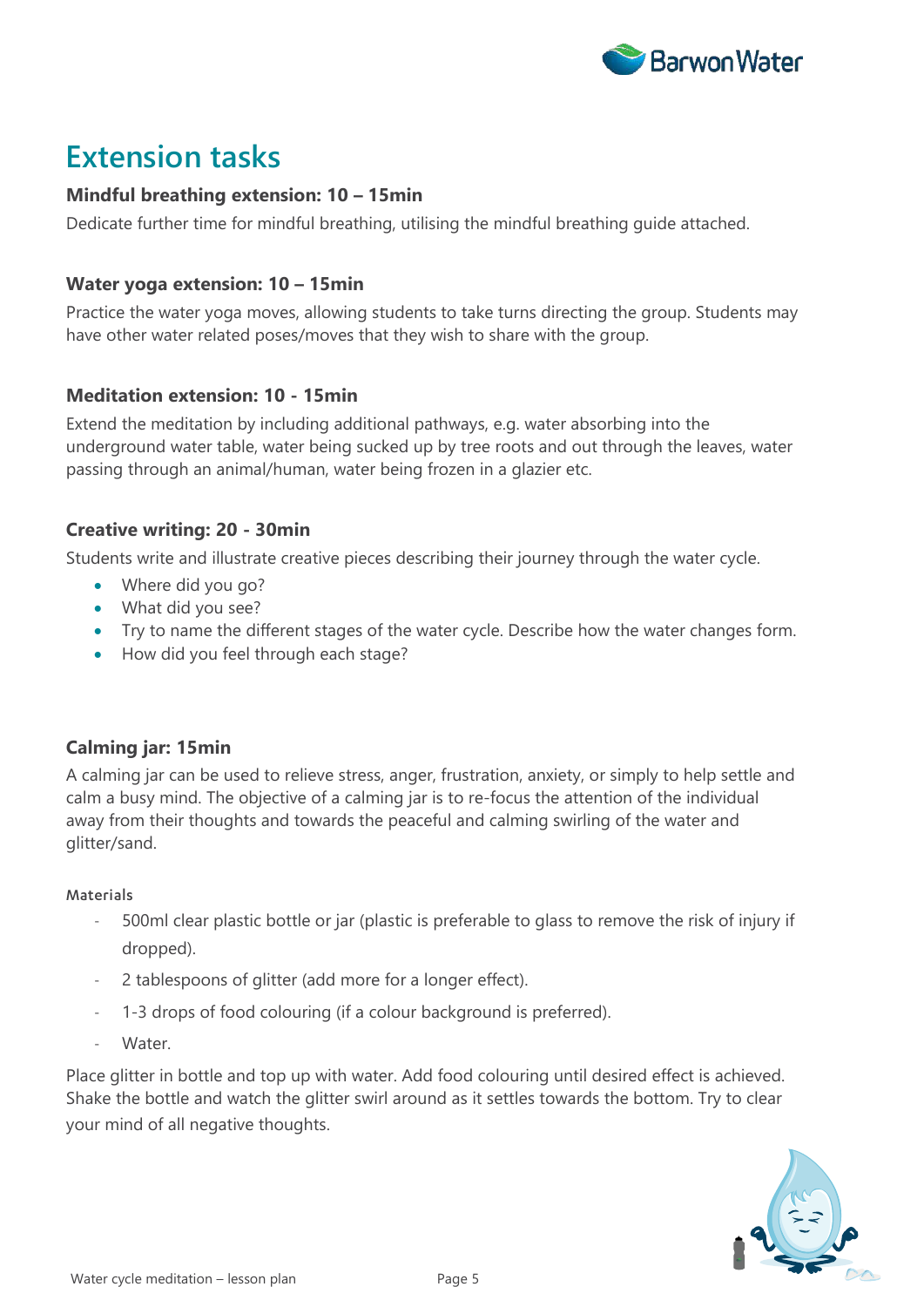## Extension tasks

### Mindful breathing extension: 10 – 15min

Dedicate further time for mindful breathing, utilising the mindful breathing guide attached.

### Water yoga extension: 10 – 15min

Practice the water yoga moves, allowing students to take turns directing the group. Students may have other water related poses/moves that they wish to share with the group.

### Meditation extension: 10 - 15min

Extend the meditation by including additional pathways, e.g. water absorbing into the underground water table, water being sucked up by tree roots and out through the leaves, water passing through an animal/human, water being frozen in a glazier etc.

### Creative writing: 20 - 30min

Students write and illustrate creative pieces describing their journey through the water cycle.

- Where did you go?
- What did you see?
- Try to name the different stages of the water cycle. Describe how the water changes form.
- How did you feel through each stage?

### Calming jar: 15min

A calming jar can be used to relieve stress, anger, frustration, anxiety, or simply to help settle and calm a busy mind. The objective of a calming jar is to re-focus the attention of the individual away from their thoughts and towards the peaceful and calming swirling of the water and glitter/sand.

#### Materials

- 500ml clear plastic bottle or jar (plastic is preferable to glass to remove the risk of injury if dropped).
- 2 tablespoons of glitter (add more for a longer effect).
- 1-3 drops of food colouring (if a colour background is preferred).
- Water.

Place glitter in bottle and top up with water. Add food colouring until desired effect is achieved. Shake the bottle and watch the glitter swirl around as it settles towards the bottom. Try to clear your mind of all negative thoughts.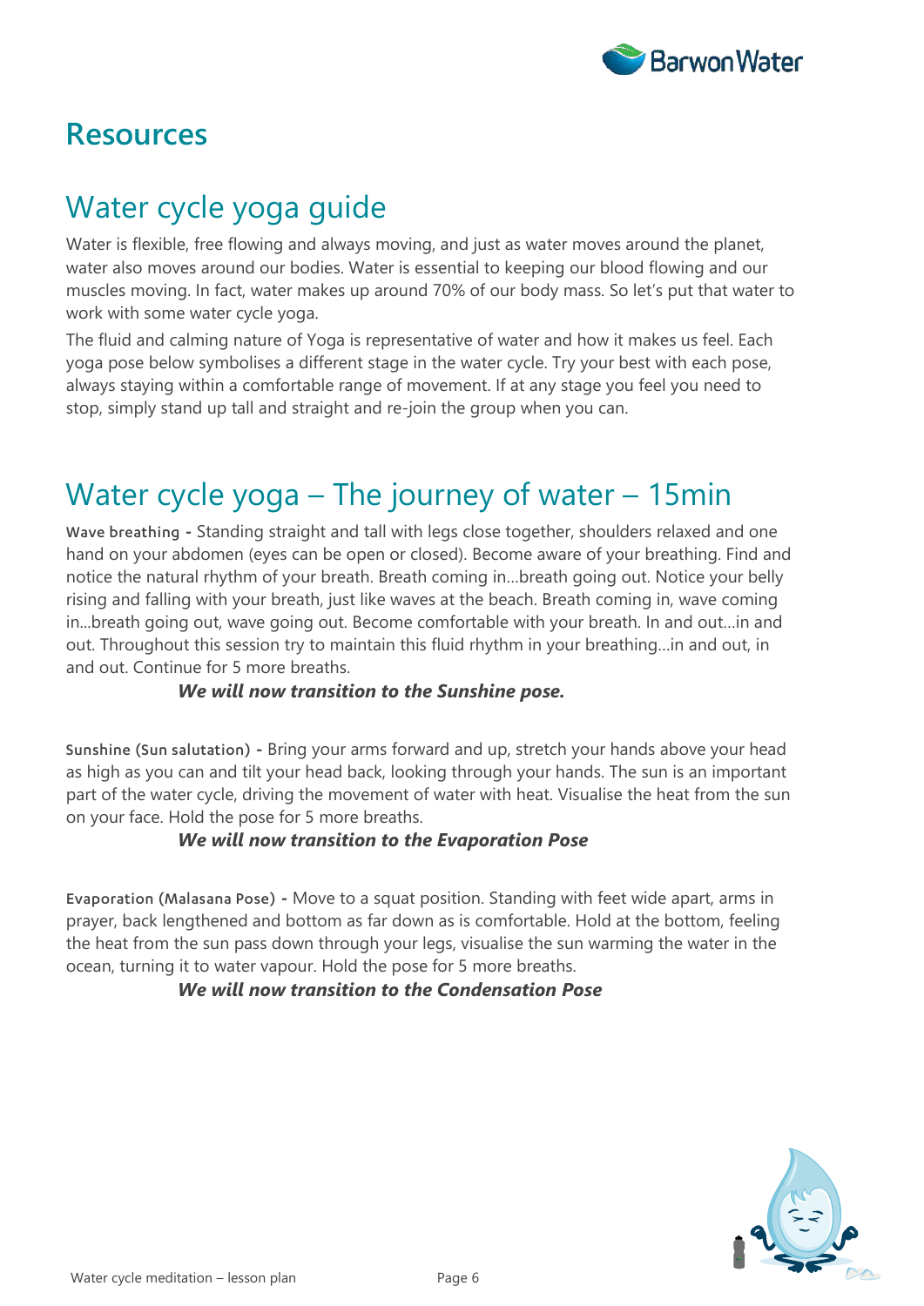# Resources

## Water cycle yoga guide

Water is flexible, free flowing and always moving, and just as water moves around the planet, water also moves around our bodies. Water is essential to keeping our blood flowing and our muscles moving. In fact, water makes up around 70% of our body mass. So let's put that water to work with some water cycle yoga.

The fluid and calming nature of Yoga is representative of water and how it makes us feel. Each yoga pose below symbolises a different stage in the water cycle. Try your best with each pose, always staying within a comfortable range of movement. If at any stage you feel you need to stop, simply stand up tall and straight and re-join the group when you can.

## Water cycle yoga – The journey of water – 15min

**Wave breathing -** Standing straight and tall with legs close together, shoulders relaxed and one hand on your abdomen (eyes can be open or closed). Become aware of your breathing. Find and notice the natural rhythm of your breath. Breath coming in…breath going out. Notice your belly rising and falling with your breath, just like waves at the beach. Breath coming in, wave coming in…breath going out, wave going out. Become comfortable with your breath. In and out…in and out. Throughout this session try to maintain this fluid rhythm in your breathing…in and out, in and out. Continue for 5 more breaths.

***We will now transition to the Sunshine pose.***

**Sunshine (Sun salutation) -** Bring your arms forward and up, stretch your hands above your head as high as you can and tilt your head back, looking through your hands. The sun is an important part of the water cycle, driving the movement of water with heat. Visualise the heat from the sun on your face. Hold the pose for 5 more breaths.

***We will now transition to the Evaporation Pose***

**Evaporation (Malasana Pose) -** Move to a squat position. Standing with feet wide apart, arms in prayer, back lengthened and bottom as far down as is comfortable. Hold at the bottom, feeling the heat from the sun pass down through your legs, visualise the sun warming the water in the ocean, turning it to water vapour. Hold the pose for 5 more breaths.

***We will now transition to the Condensation Pose***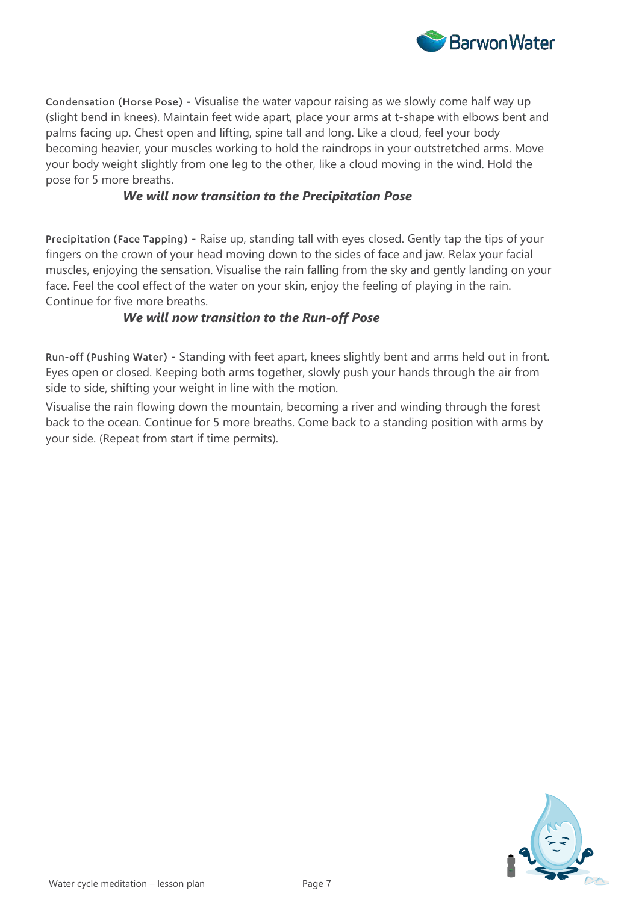Condensation (Horse Pose) - Visualise the water vapour raising as we slowly come half way up (slight bend in knees). Maintain feet wide apart, place your arms at t-shape with elbows bent and palms facing up. Chest open and lifting, spine tall and long. Like a cloud, feel your body becoming heavier, your muscles working to hold the raindrops in your outstretched arms. Move your body weight slightly from one leg to the other, like a cloud moving in the wind. Hold the pose for 5 more breaths.

***We will now transition to the Precipitation Pose***

Precipitation (Face Tapping) - Raise up, standing tall with eyes closed. Gently tap the tips of your fingers on the crown of your head moving down to the sides of face and jaw. Relax your facial muscles, enjoying the sensation. Visualise the rain falling from the sky and gently landing on your face. Feel the cool effect of the water on your skin, enjoy the feeling of playing in the rain. Continue for five more breaths.

***We will now transition to the Run-off Pose***

Run-off (Pushing Water) - Standing with feet apart, knees slightly bent and arms held out in front. Eyes open or closed. Keeping both arms together, slowly push your hands through the air from side to side, shifting your weight in line with the motion.

Visualise the rain flowing down the mountain, becoming a river and winding through the forest back to the ocean. Continue for 5 more breaths. Come back to a standing position with arms by your side. (Repeat from start if time permits).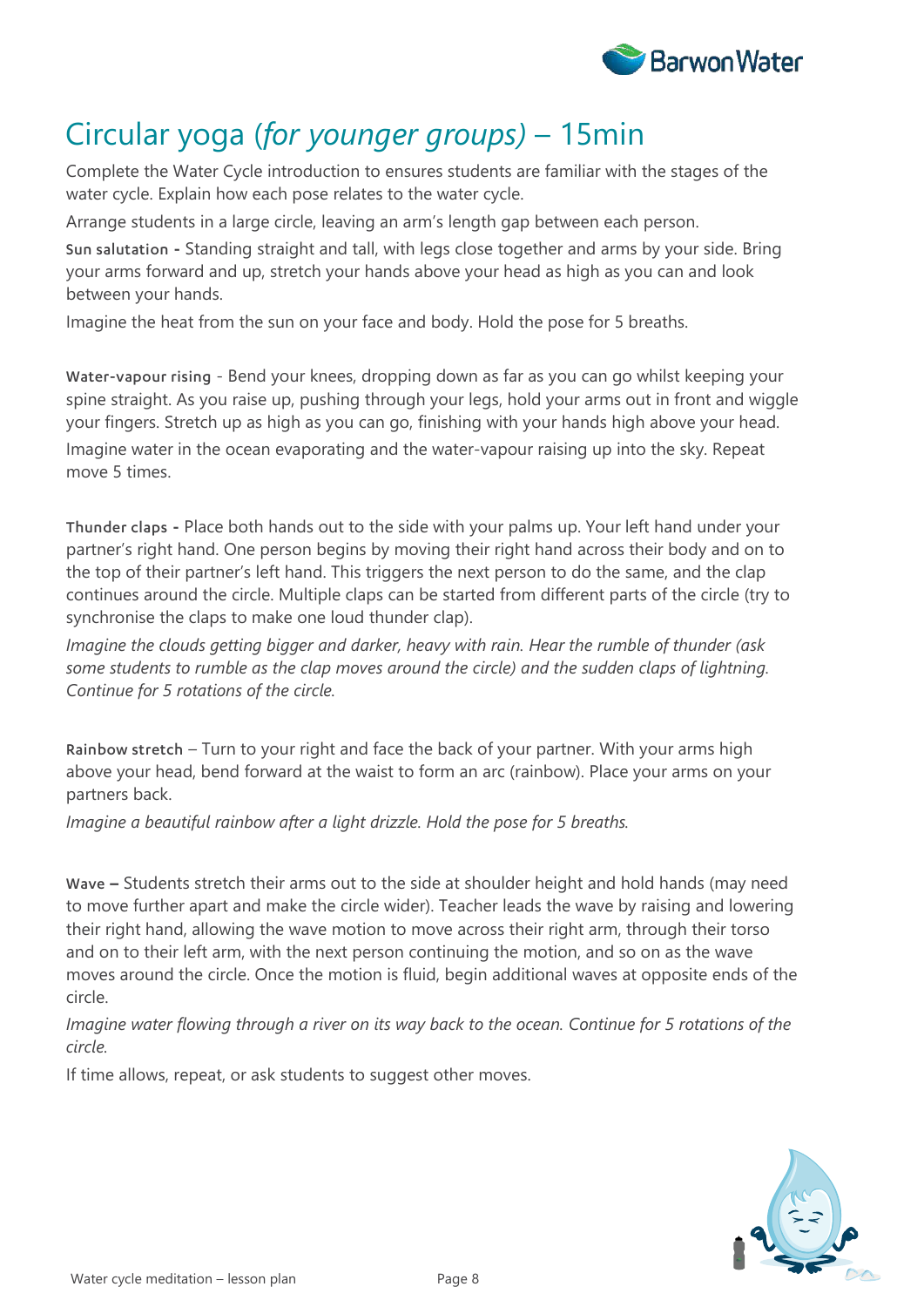# Circular yoga (*for younger groups)* – 15min

Complete the Water Cycle introduction to ensures students are familiar with the stages of the water cycle. Explain how each pose relates to the water cycle.

Arrange students in a large circle, leaving an arm's length gap between each person.

**Sun salutation -** Standing straight and tall, with legs close together and arms by your side. Bring your arms forward and up, stretch your hands above your head as high as you can and look between your hands.

Imagine the heat from the sun on your face and body. Hold the pose for 5 breaths.

**Water-vapour rising** - Bend your knees, dropping down as far as you can go whilst keeping your spine straight. As you raise up, pushing through your legs, hold your arms out in front and wiggle your fingers. Stretch up as high as you can go, finishing with your hands high above your head.

Imagine water in the ocean evaporating and the water-vapour raising up into the sky. Repeat move 5 times.

**Thunder claps -** Place both hands out to the side with your palms up. Your left hand under your partner's right hand. One person begins by moving their right hand across their body and on to the top of their partner's left hand. This triggers the next person to do the same, and the clap continues around the circle. Multiple claps can be started from different parts of the circle (try to synchronise the claps to make one loud thunder clap).

*Imagine the clouds getting bigger and darker, heavy with rain. Hear the rumble of thunder (ask some students to rumble as the clap moves around the circle) and the sudden claps of lightning. Continue for 5 rotations of the circle.*

**Rainbow stretch** – Turn to your right and face the back of your partner. With your arms high above your head, bend forward at the waist to form an arc (rainbow). Place your arms on your partners back.

*Imagine a beautiful rainbow after a light drizzle. Hold the pose for 5 breaths.*

**Wave –** Students stretch their arms out to the side at shoulder height and hold hands (may need to move further apart and make the circle wider). Teacher leads the wave by raising and lowering their right hand, allowing the wave motion to move across their right arm, through their torso and on to their left arm, with the next person continuing the motion, and so on as the wave moves around the circle. Once the motion is fluid, begin additional waves at opposite ends of the circle.

*Imagine water flowing through a river on its way back to the ocean. Continue for 5 rotations of the circle.*

If time allows, repeat, or ask students to suggest other moves.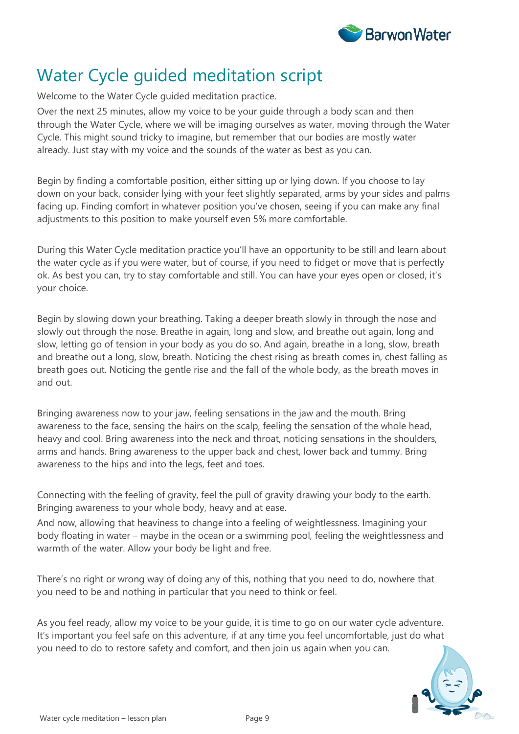# Water Cycle guided meditation script

Welcome to the Water Cycle guided meditation practice.

Over the next 25 minutes, allow my voice to be your guide through a body scan and then through the Water Cycle, where we will be imaging ourselves as water, moving through the Water Cycle. This might sound tricky to imagine, but remember that our bodies are mostly water already. Just stay with my voice and the sounds of the water as best as you can.

Begin by finding a comfortable position, either sitting up or lying down. If you choose to lay down on your back, consider lying with your feet slightly separated, arms by your sides and palms facing up. Finding comfort in whatever position you've chosen, seeing if you can make any final adjustments to this position to make yourself even 5% more comfortable.

During this Water Cycle meditation practice you'll have an opportunity to be still and learn about the water cycle as if you were water, but of course, if you need to fidget or move that is perfectly ok. As best you can, try to stay comfortable and still. You can have your eyes open or closed, it's your choice.

Begin by slowing down your breathing. Taking a deeper breath slowly in through the nose and slowly out through the nose. Breathe in again, long and slow, and breathe out again, long and slow, letting go of tension in your body as you do so. And again, breathe in a long, slow, breath and breathe out a long, slow, breath. Noticing the chest rising as breath comes in, chest falling as breath goes out. Noticing the gentle rise and the fall of the whole body, as the breath moves in and out.

Bringing awareness now to your jaw, feeling sensations in the jaw and the mouth. Bring awareness to the face, sensing the hairs on the scalp, feeling the sensation of the whole head, heavy and cool. Bring awareness into the neck and throat, noticing sensations in the shoulders, arms and hands. Bring awareness to the upper back and chest, lower back and tummy. Bring awareness to the hips and into the legs, feet and toes.

Connecting with the feeling of gravity, feel the pull of gravity drawing your body to the earth. Bringing awareness to your whole body, heavy and at ease.

And now, allowing that heaviness to change into a feeling of weightlessness. Imagining your body floating in water – maybe in the ocean or a swimming pool, feeling the weightlessness and warmth of the water. Allow your body be light and free.

There's no right or wrong way of doing any of this, nothing that you need to do, nowhere that you need to be and nothing in particular that you need to think or feel.

As you feel ready, allow my voice to be your guide, it is time to go on our water cycle adventure. It's important you feel safe on this adventure, if at any time you feel uncomfortable, just do what you need to do to restore safety and comfort, and then join us again when you can.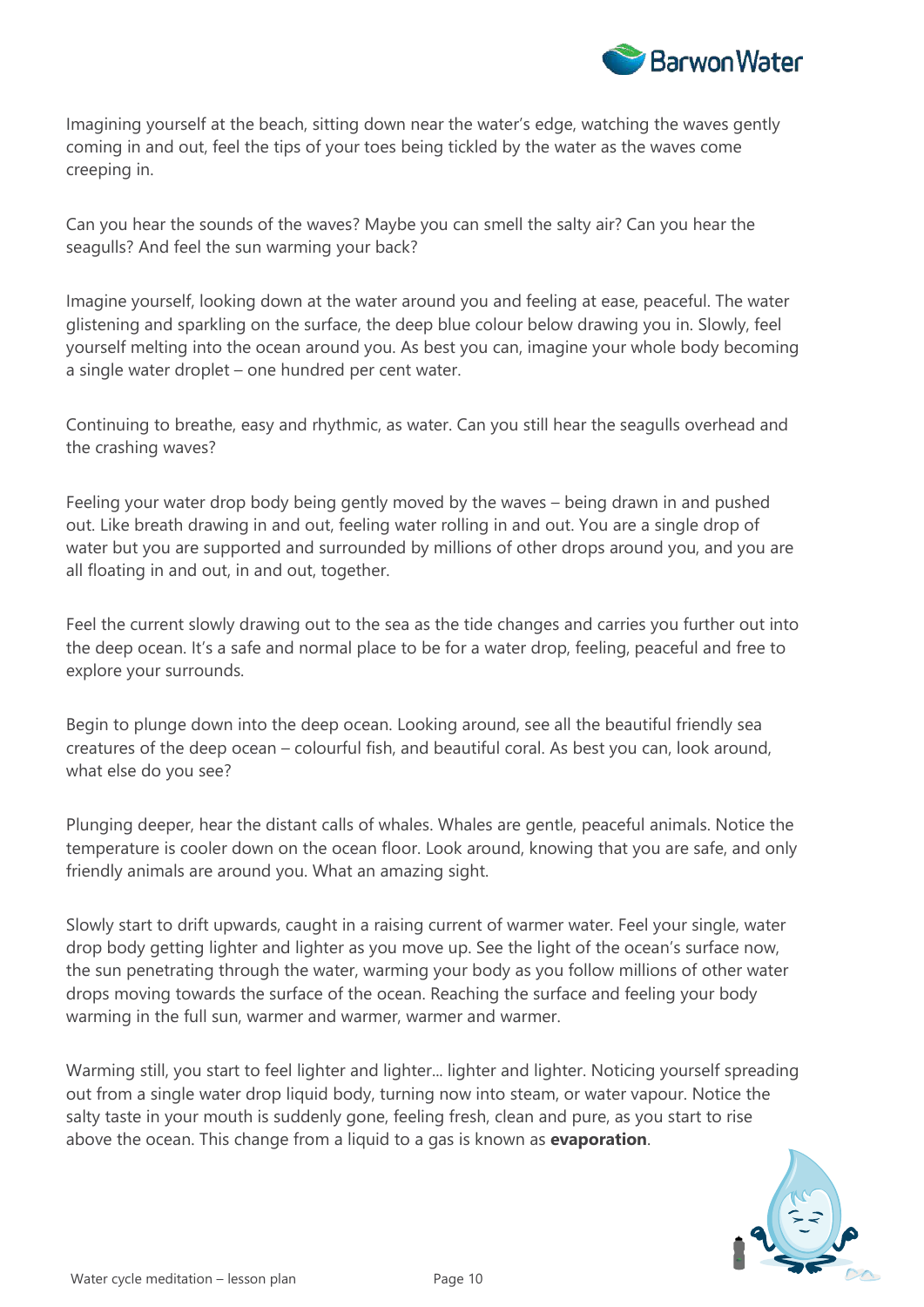Imagining yourself at the beach, sitting down near the water's edge, watching the waves gently coming in and out, feel the tips of your toes being tickled by the water as the waves come creeping in.

Can you hear the sounds of the waves? Maybe you can smell the salty air? Can you hear the seagulls? And feel the sun warming your back?

Imagine yourself, looking down at the water around you and feeling at ease, peaceful. The water glistening and sparkling on the surface, the deep blue colour below drawing you in. Slowly, feel yourself melting into the ocean around you. As best you can, imagine your whole body becoming a single water droplet – one hundred per cent water.

Continuing to breathe, easy and rhythmic, as water. Can you still hear the seagulls overhead and the crashing waves?

Feeling your water drop body being gently moved by the waves – being drawn in and pushed out. Like breath drawing in and out, feeling water rolling in and out. You are a single drop of water but you are supported and surrounded by millions of other drops around you, and you are all floating in and out, in and out, together.

Feel the current slowly drawing out to the sea as the tide changes and carries you further out into the deep ocean. It's a safe and normal place to be for a water drop, feeling, peaceful and free to explore your surrounds.

Begin to plunge down into the deep ocean. Looking around, see all the beautiful friendly sea creatures of the deep ocean – colourful fish, and beautiful coral. As best you can, look around, what else do you see?

Plunging deeper, hear the distant calls of whales. Whales are gentle, peaceful animals. Notice the temperature is cooler down on the ocean floor. Look around, knowing that you are safe, and only friendly animals are around you. What an amazing sight.

Slowly start to drift upwards, caught in a raising current of warmer water. Feel your single, water drop body getting lighter and lighter as you move up. See the light of the ocean's surface now, the sun penetrating through the water, warming your body as you follow millions of other water drops moving towards the surface of the ocean. Reaching the surface and feeling your body warming in the full sun, warmer and warmer, warmer and warmer.

Warming still, you start to feel lighter and lighter... lighter and lighter. Noticing yourself spreading out from a single water drop liquid body, turning now into steam, or water vapour. Notice the salty taste in your mouth is suddenly gone, feeling fresh, clean and pure, as you start to rise above the ocean. This change from a liquid to a gas is known as **evaporation**.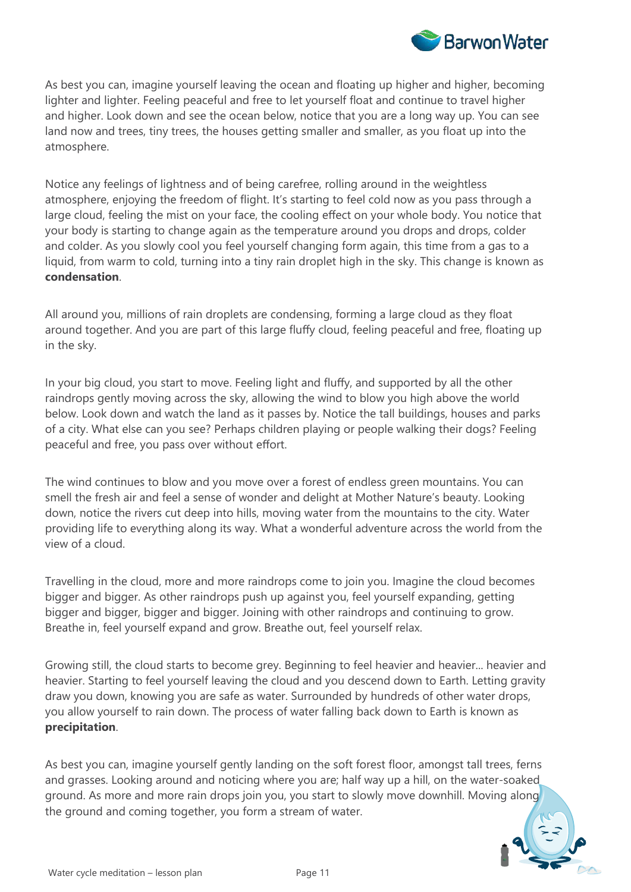As best you can, imagine yourself leaving the ocean and floating up higher and higher, becoming lighter and lighter. Feeling peaceful and free to let yourself float and continue to travel higher and higher. Look down and see the ocean below, notice that you are a long way up. You can see land now and trees, tiny trees, the houses getting smaller and smaller, as you float up into the atmosphere.

Notice any feelings of lightness and of being carefree, rolling around in the weightless atmosphere, enjoying the freedom of flight. It's starting to feel cold now as you pass through a large cloud, feeling the mist on your face, the cooling effect on your whole body. You notice that your body is starting to change again as the temperature around you drops and drops, colder and colder. As you slowly cool you feel yourself changing form again, this time from a gas to a liquid, from warm to cold, turning into a tiny rain droplet high in the sky. This change is known as **condensation**.

All around you, millions of rain droplets are condensing, forming a large cloud as they float around together. And you are part of this large fluffy cloud, feeling peaceful and free, floating up in the sky.

In your big cloud, you start to move. Feeling light and fluffy, and supported by all the other raindrops gently moving across the sky, allowing the wind to blow you high above the world below. Look down and watch the land as it passes by. Notice the tall buildings, houses and parks of a city. What else can you see? Perhaps children playing or people walking their dogs? Feeling peaceful and free, you pass over without effort.

The wind continues to blow and you move over a forest of endless green mountains. You can smell the fresh air and feel a sense of wonder and delight at Mother Nature's beauty. Looking down, notice the rivers cut deep into hills, moving water from the mountains to the city. Water providing life to everything along its way. What a wonderful adventure across the world from the view of a cloud.

Travelling in the cloud, more and more raindrops come to join you. Imagine the cloud becomes bigger and bigger. As other raindrops push up against you, feel yourself expanding, getting bigger and bigger, bigger and bigger. Joining with other raindrops and continuing to grow. Breathe in, feel yourself expand and grow. Breathe out, feel yourself relax.

Growing still, the cloud starts to become grey. Beginning to feel heavier and heavier... heavier and heavier. Starting to feel yourself leaving the cloud and you descend down to Earth. Letting gravity draw you down, knowing you are safe as water. Surrounded by hundreds of other water drops, you allow yourself to rain down. The process of water falling back down to Earth is known as **precipitation**.

As best you can, imagine yourself gently landing on the soft forest floor, amongst tall trees, ferns and grasses. Looking around and noticing where you are; half way up a hill, on the water-soaked ground. As more and more rain drops join you, you start to slowly move downhill. Moving along the ground and coming together, you form a stream of water.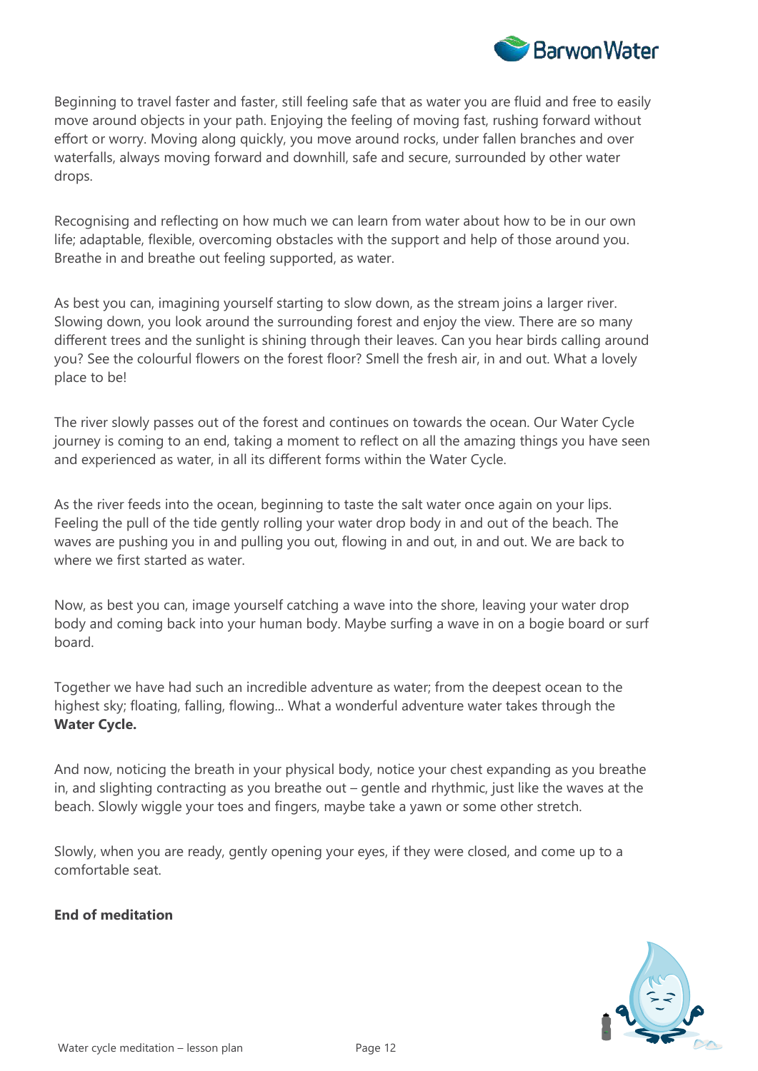Beginning to travel faster and faster, still feeling safe that as water you are fluid and free to easily move around objects in your path. Enjoying the feeling of moving fast, rushing forward without effort or worry. Moving along quickly, you move around rocks, under fallen branches and over waterfalls, always moving forward and downhill, safe and secure, surrounded by other water drops.

Recognising and reflecting on how much we can learn from water about how to be in our own life; adaptable, flexible, overcoming obstacles with the support and help of those around you. Breathe in and breathe out feeling supported, as water.

As best you can, imagining yourself starting to slow down, as the stream joins a larger river. Slowing down, you look around the surrounding forest and enjoy the view. There are so many different trees and the sunlight is shining through their leaves. Can you hear birds calling around you? See the colourful flowers on the forest floor? Smell the fresh air, in and out. What a lovely place to be!

The river slowly passes out of the forest and continues on towards the ocean. Our Water Cycle journey is coming to an end, taking a moment to reflect on all the amazing things you have seen and experienced as water, in all its different forms within the Water Cycle.

As the river feeds into the ocean, beginning to taste the salt water once again on your lips. Feeling the pull of the tide gently rolling your water drop body in and out of the beach. The waves are pushing you in and pulling you out, flowing in and out, in and out. We are back to where we first started as water.

Now, as best you can, image yourself catching a wave into the shore, leaving your water drop body and coming back into your human body. Maybe surfing a wave in on a bogie board or surf board.

Together we have had such an incredible adventure as water; from the deepest ocean to the highest sky; floating, falling, flowing... What a wonderful adventure water takes through the **Water Cycle.**

And now, noticing the breath in your physical body, notice your chest expanding as you breathe in, and slighting contracting as you breathe out – gentle and rhythmic, just like the waves at the beach. Slowly wiggle your toes and fingers, maybe take a yawn or some other stretch.

Slowly, when you are ready, gently opening your eyes, if they were closed, and come up to a comfortable seat.

**End of meditation**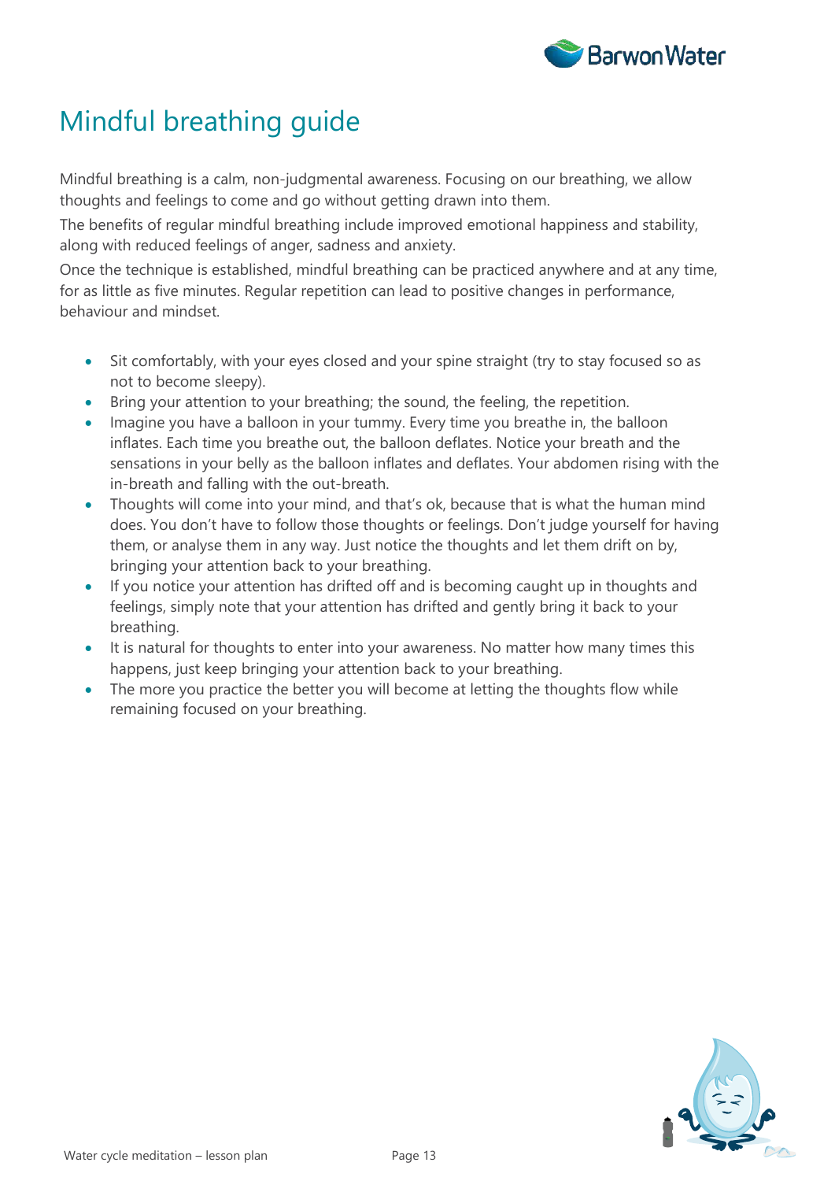# Mindful breathing guide

Mindful breathing is a calm, non-judgmental awareness. Focusing on our breathing, we allow thoughts and feelings to come and go without getting drawn into them.

The benefits of regular mindful breathing include improved emotional happiness and stability, along with reduced feelings of anger, sadness and anxiety.

Once the technique is established, mindful breathing can be practiced anywhere and at any time, for as little as five minutes. Regular repetition can lead to positive changes in performance, behaviour and mindset.

- Sit comfortably, with your eyes closed and your spine straight (try to stay focused so as not to become sleepy).
- Bring your attention to your breathing; the sound, the feeling, the repetition.
- Imagine you have a balloon in your tummy. Every time you breathe in, the balloon inflates. Each time you breathe out, the balloon deflates. Notice your breath and the sensations in your belly as the balloon inflates and deflates. Your abdomen rising with the in-breath and falling with the out-breath.
- Thoughts will come into your mind, and that's ok, because that is what the human mind does. You don't have to follow those thoughts or feelings. Don't judge yourself for having them, or analyse them in any way. Just notice the thoughts and let them drift on by, bringing your attention back to your breathing.
- If you notice your attention has drifted off and is becoming caught up in thoughts and feelings, simply note that your attention has drifted and gently bring it back to your breathing.
- It is natural for thoughts to enter into your awareness. No matter how many times this happens, just keep bringing your attention back to your breathing.
- The more you practice the better you will become at letting the thoughts flow while remaining focused on your breathing.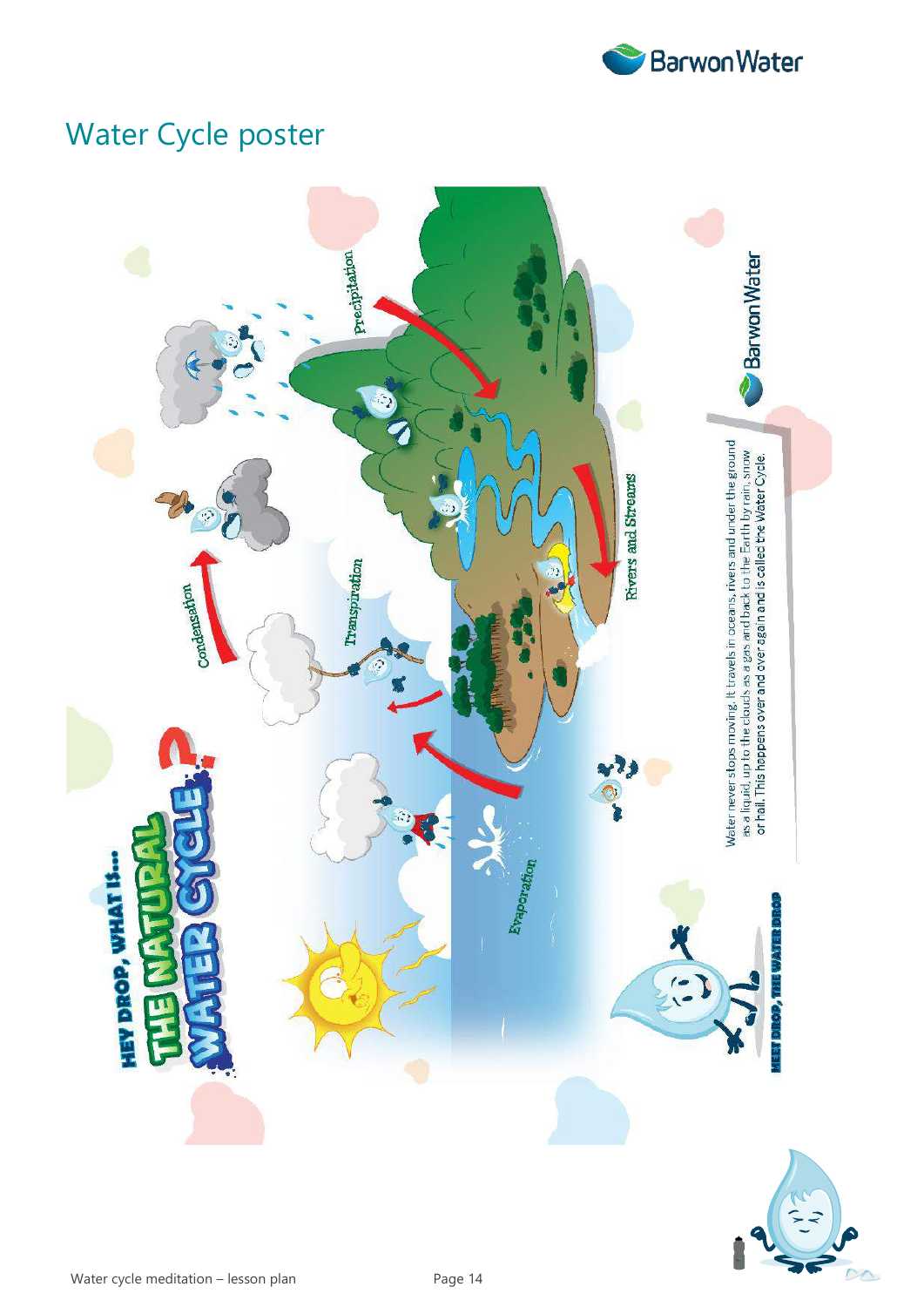# Water Cycle poster

HEY DROP, WHAT IS...

THE NATURAL WATER CYCLE?

Precipitation

Condensation

Transpiration

Rivers and Streams

Evaporation

Water never stops moving. It travels in oceans, rivers and under the ground as a liquid, up to the clouds as a gas and back to the Earth by rain, snow or hail. This happens over and over again and is called the Water Cycle.

MEET DROP, THE WATER DROP

Barwon Water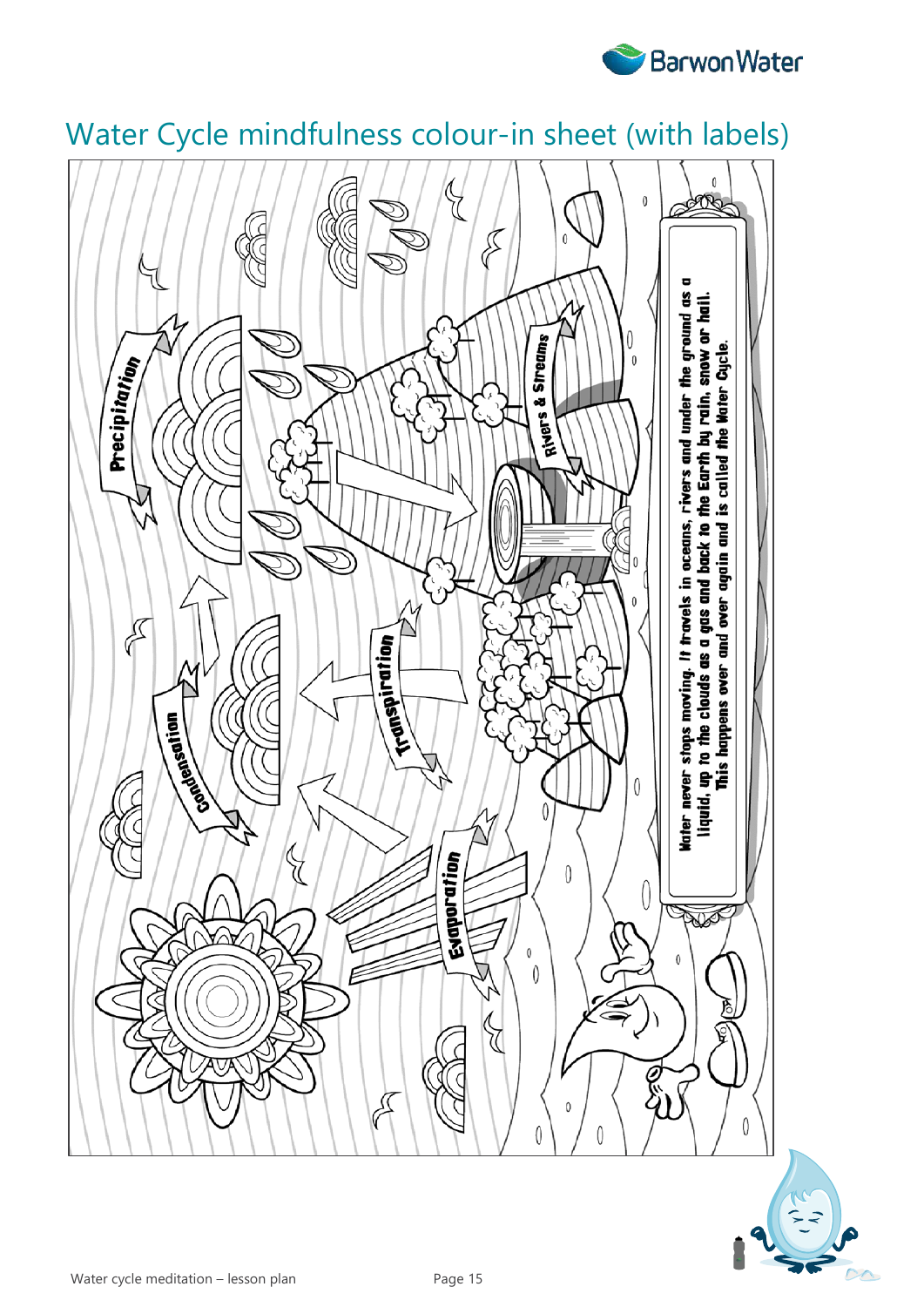# Water Cycle mindfulness colour-in sheet (with labels)

Precipitation

Condensation

Transpiration

Evaporation

Rivers & Streams

Water never stops moving. It travels in oceans, rivers and under the ground as a liquid, up to the clouds as a gas and back to the Earth by rain, snow or hail. This happens over and over again and is called the Water Cycle.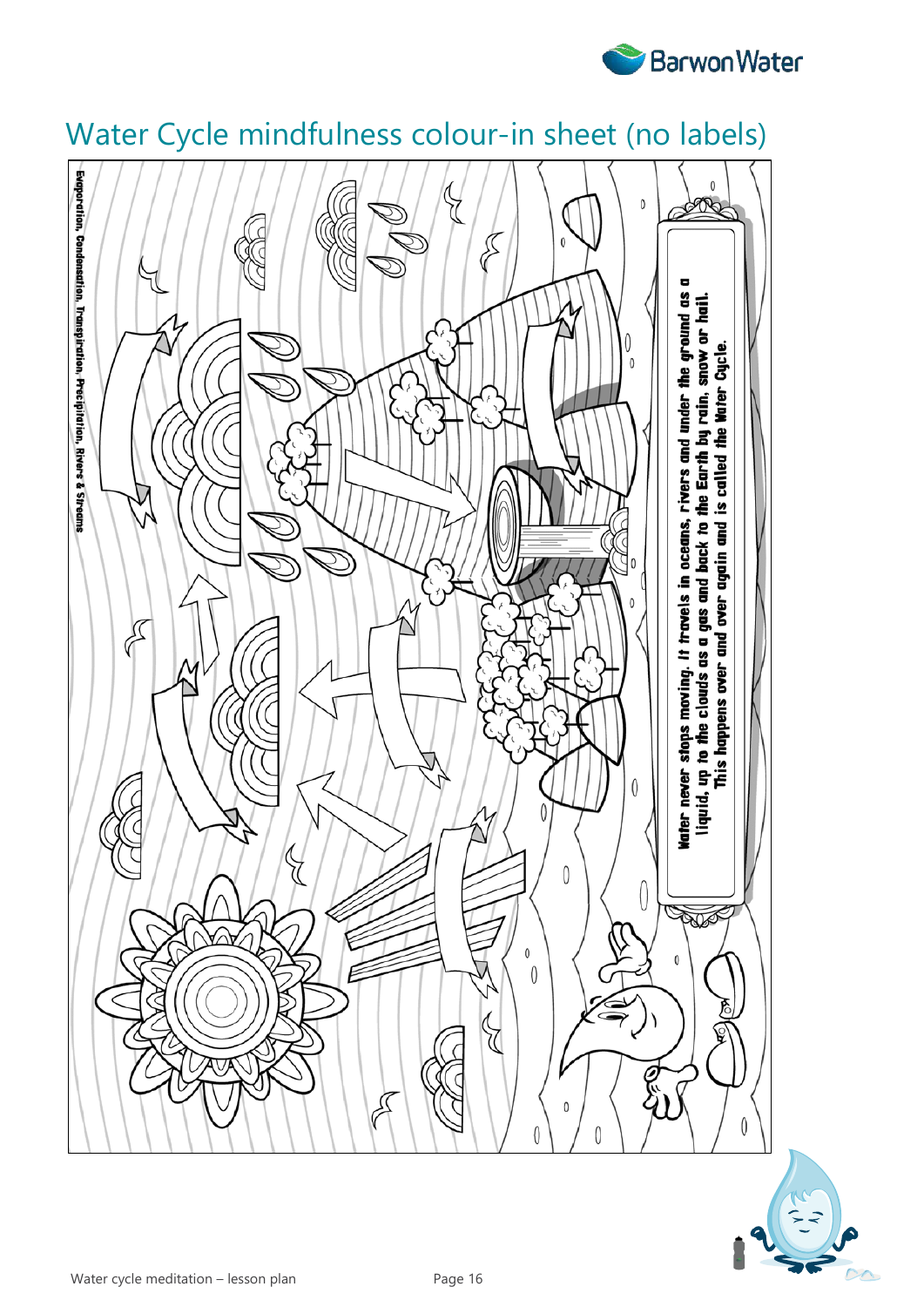# Water Cycle mindfulness colour-in sheet (no labels)

Evaporation, Condensation, Transpiration, Precipitation, Rivers & Streams

Water never stops moving. It travels in oceans, rivers and under the ground as a liquid, up to the clouds as a gas and back to the Earth by rain, snow or hail. This happens over and over again and is called the Water Cycle.